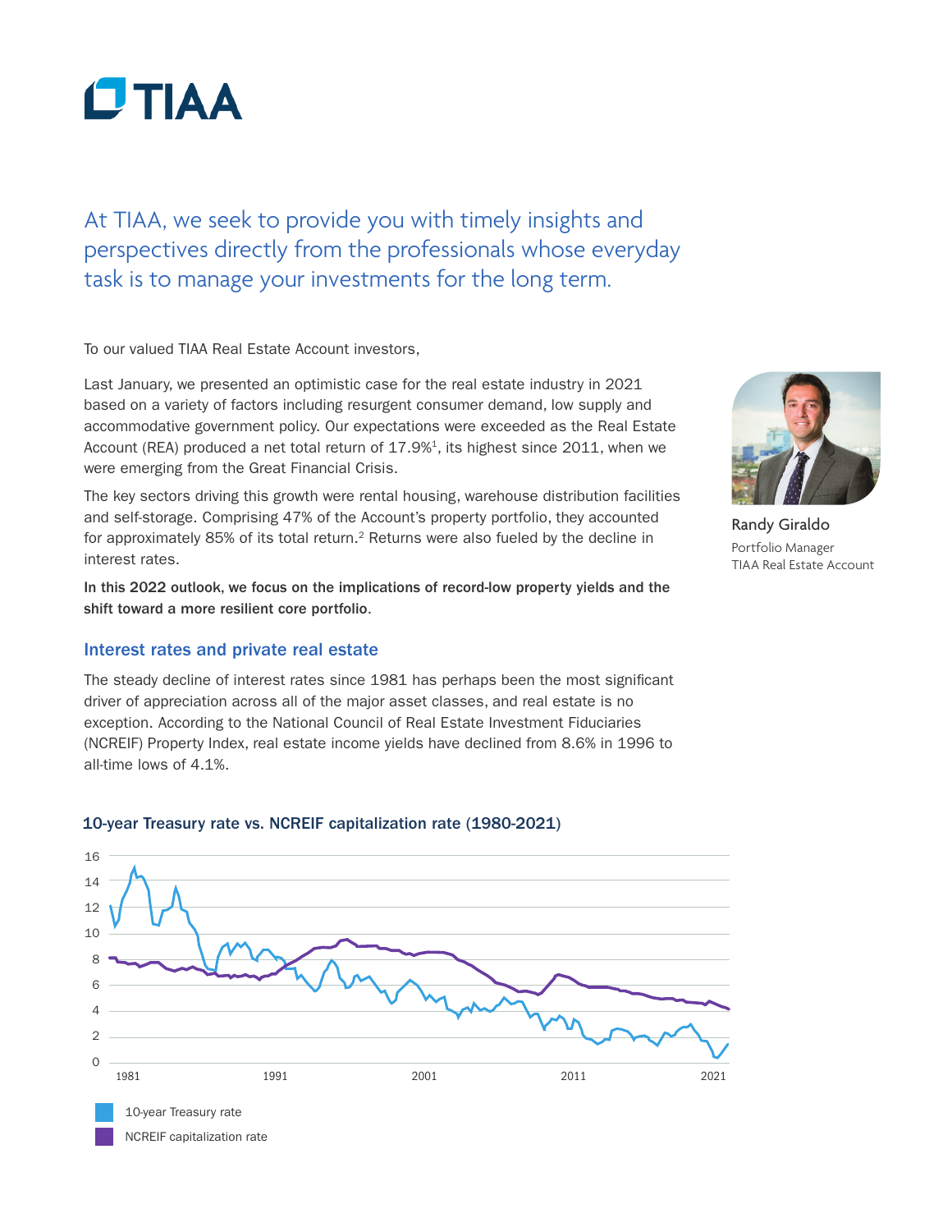At TIAA, we seek to provide you with timely insights and perspectives directly from the professionals whose everyday task is to manage your investments for the long term.

To our valued TIAA Real Estate Account investors,

Last January, we presented an optimistic case for the real estate industry in 2021 based on a variety of factors including resurgent consumer demand, low supply and accommodative government policy. Our expectations were exceeded as the Real Estate Account (REA) produced a net total return of 17.9%[1], its highest since 2011, when we were emerging from the Great Financial Crisis.

The key sectors driving this growth were rental housing, warehouse distribution facilities and self-storage. Comprising 47% of the Account's property portfolio, they accounted for approximately 85% of its total return.[2] Returns were also fueled by the decline in interest rates.

**In this 2022 outlook, we focus on the implications of record-low property yields and the shift toward a more resilient core portfolio.**

Randy Giraldo
Portfolio Manager
TIAA Real Estate Account

## Interest rates and private real estate

The steady decline of interest rates since 1981 has perhaps been the most significant driver of appreciation across all of the major asset classes, and real estate is no exception. According to the National Council of Real Estate Investment Fiduciaries (NCREIF) Property Index, real estate income yields have declined from 8.6% in 1996 to all-time lows of 4.1%.

**10-year Treasury rate vs. NCREIF capitalization rate (1980-2021)**

10-year Treasury rate

NCREIF capitalization rate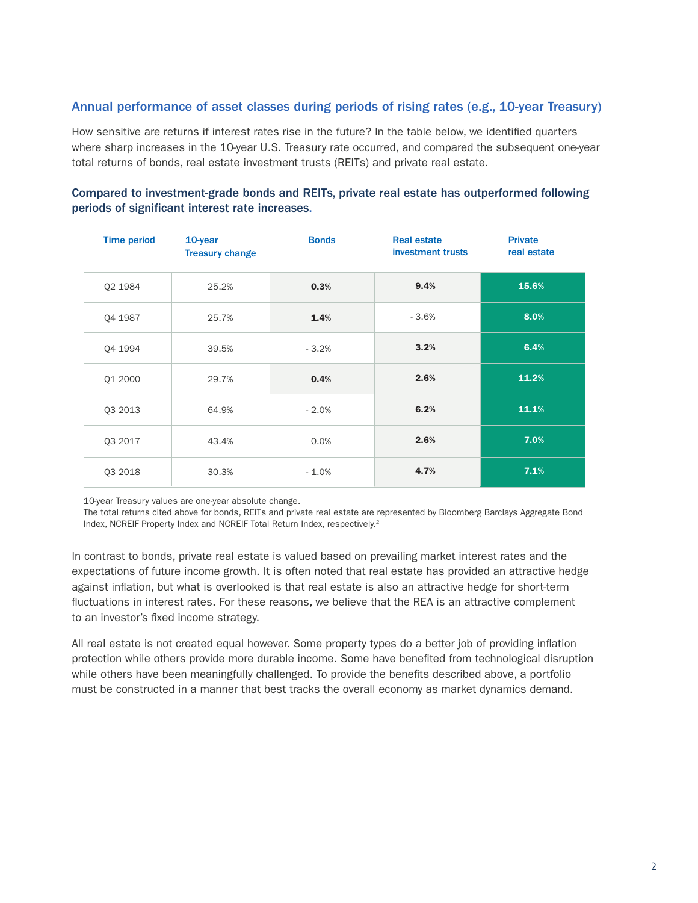## Annual performance of asset classes during periods of rising rates (e.g., 10-year Treasury)

How sensitive are returns if interest rates rise in the future? In the table below, we identified quarters where sharp increases in the 10-year U.S. Treasury rate occurred, and compared the subsequent one-year total returns of bonds, real estate investment trusts (REITs) and private real estate.

### Compared to investment-grade bonds and REITs, private real estate has outperformed following periods of significant interest rate increases.

| Time period | 10-year Treasury change | Bonds | Real estate investment trusts | Private real estate |
|---|---|---|---|---|
| Q2 1984 | 25.2% | **0.3%** | **9.4%** | **15.6%** |
| Q4 1987 | 25.7% | **1.4%** | - 3.6% | **8.0%** |
| Q4 1994 | 39.5% | - 3.2% | **3.2%** | **6.4%** |
| Q1 2000 | 29.7% | **0.4%** | **2.6%** | **11.2%** |
| Q3 2013 | 64.9% | - 2.0% | **6.2%** | **11.1%** |
| Q3 2017 | 43.4% | 0.0% | **2.6%** | **7.0%** |
| Q3 2018 | 30.3% | - 1.0% | **4.7%** | **7.1%** |

10-year Treasury values are one-year absolute change.
The total returns cited above for bonds, REITs and private real estate are represented by Bloomberg Barclays Aggregate Bond Index, NCREIF Property Index and NCREIF Total Return Index, respectively.[2]

In contrast to bonds, private real estate is valued based on prevailing market interest rates and the expectations of future income growth. It is often noted that real estate has provided an attractive hedge against inflation, but what is overlooked is that real estate is also an attractive hedge for short-term fluctuations in interest rates. For these reasons, we believe that the REA is an attractive complement to an investor's fixed income strategy.

All real estate is not created equal however. Some property types do a better job of providing inflation protection while others provide more durable income. Some have benefited from technological disruption while others have been meaningfully challenged. To provide the benefits described above, a portfolio must be constructed in a manner that best tracks the overall economy as market dynamics demand.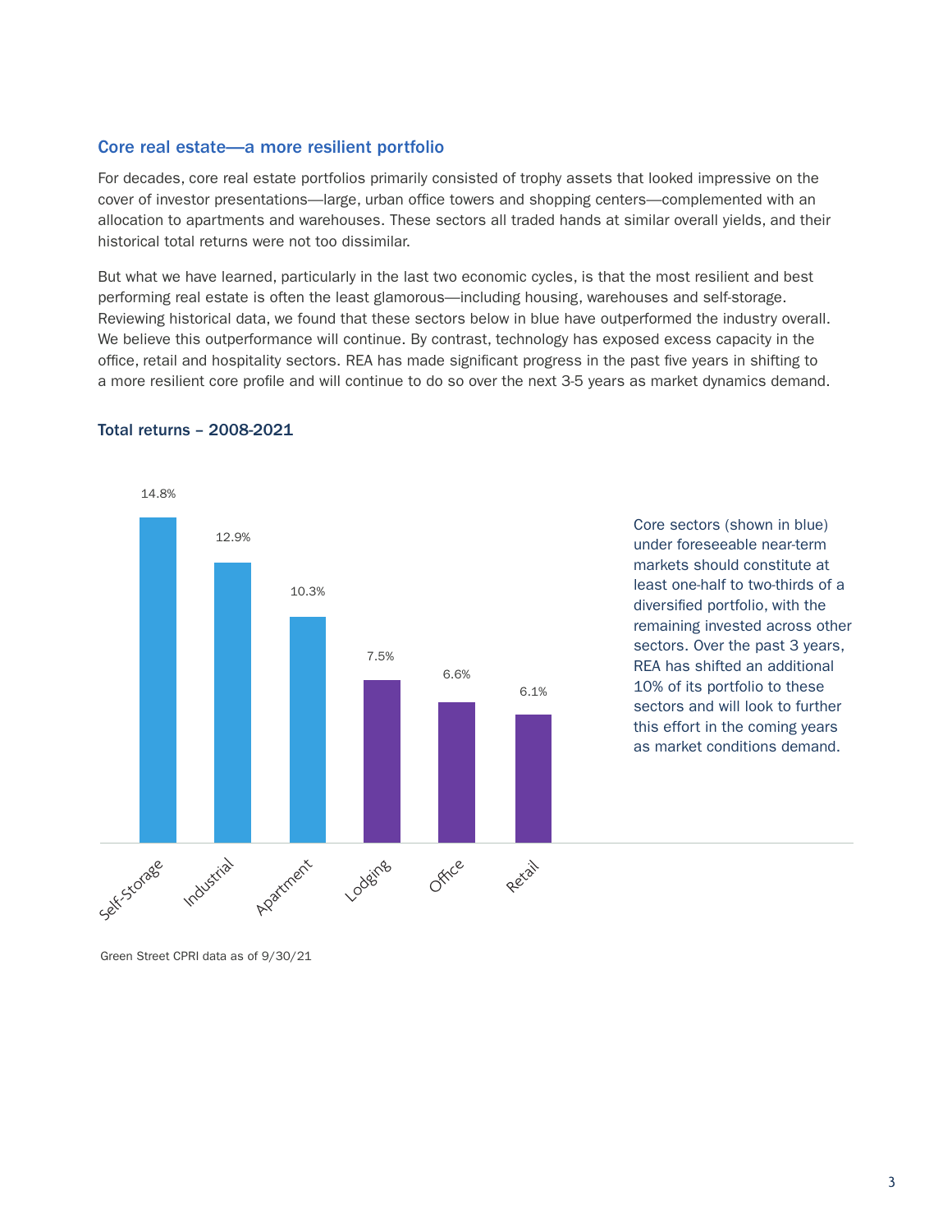## Core real estate—a more resilient portfolio

For decades, core real estate portfolios primarily consisted of trophy assets that looked impressive on the cover of investor presentations—large, urban office towers and shopping centers—complemented with an allocation to apartments and warehouses. These sectors all traded hands at similar overall yields, and their historical total returns were not too dissimilar.

But what we have learned, particularly in the last two economic cycles, is that the most resilient and best performing real estate is often the least glamorous—including housing, warehouses and self-storage. Reviewing historical data, we found that these sectors below in blue have outperformed the industry overall. We believe this outperformance will continue. By contrast, technology has exposed excess capacity in the office, retail and hospitality sectors. REA has made significant progress in the past five years in shifting to a more resilient core profile and will continue to do so over the next 3-5 years as market dynamics demand.

### Total returns – 2008-2021

| Sector | Total return |
|---|---|
| Self-Storage | 14.8% |
| Industrial | 12.9% |
| Apartment | 10.3% |
| Lodging | 7.5% |
| Office | 6.6% |
| Retail | 6.1% |

Core sectors (shown in blue) under foreseeable near-term markets should constitute at least one-half to two-thirds of a diversified portfolio, with the remaining invested across other sectors. Over the past 3 years, REA has shifted an additional 10% of its portfolio to these sectors and will look to further this effort in the coming years as market conditions demand.

Green Street CPRI data as of 9/30/21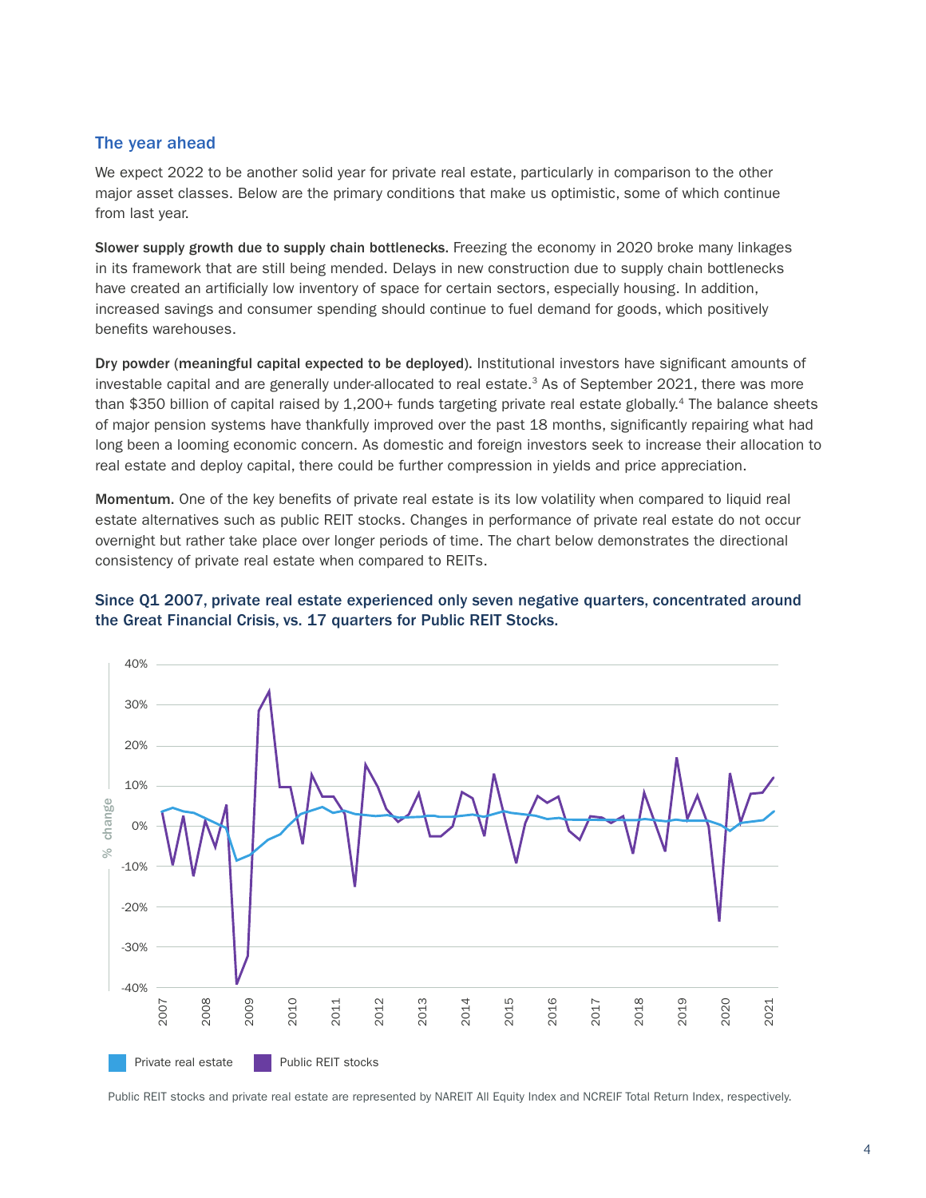## The year ahead

We expect 2022 to be another solid year for private real estate, particularly in comparison to the other major asset classes. Below are the primary conditions that make us optimistic, some of which continue from last year.

**Slower supply growth due to supply chain bottlenecks.** Freezing the economy in 2020 broke many linkages in its framework that are still being mended. Delays in new construction due to supply chain bottlenecks have created an artificially low inventory of space for certain sectors, especially housing. In addition, increased savings and consumer spending should continue to fuel demand for goods, which positively benefits warehouses.

**Dry powder (meaningful capital expected to be deployed).** Institutional investors have significant amounts of investable capital and are generally under-allocated to real estate.[3] As of September 2021, there was more than $350 billion of capital raised by 1,200+ funds targeting private real estate globally.[4] The balance sheets of major pension systems have thankfully improved over the past 18 months, significantly repairing what had long been a looming economic concern. As domestic and foreign investors seek to increase their allocation to real estate and deploy capital, there could be further compression in yields and price appreciation.

**Momentum.** One of the key benefits of private real estate is its low volatility when compared to liquid real estate alternatives such as public REIT stocks. Changes in performance of private real estate do not occur overnight but rather take place over longer periods of time. The chart below demonstrates the directional consistency of private real estate when compared to REITs.

**Since Q1 2007, private real estate experienced only seven negative quarters, concentrated around the Great Financial Crisis, vs. 17 quarters for Public REIT Stocks.**

Public REIT stocks and private real estate are represented by NAREIT All Equity Index and NCREIF Total Return Index, respectively.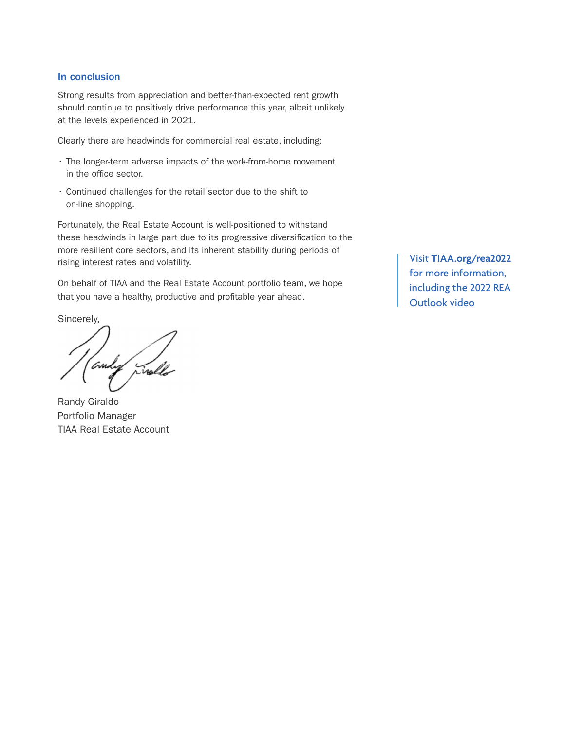## In conclusion

Strong results from appreciation and better-than-expected rent growth should continue to positively drive performance this year, albeit unlikely at the levels experienced in 2021.

Clearly there are headwinds for commercial real estate, including:

- The longer-term adverse impacts of the work-from-home movement in the office sector.
- Continued challenges for the retail sector due to the shift to on-line shopping.

Fortunately, the Real Estate Account is well-positioned to withstand these headwinds in large part due to its progressive diversification to the more resilient core sectors, and its inherent stability during periods of rising interest rates and volatility.

On behalf of TIAA and the Real Estate Account portfolio team, we hope that you have a healthy, productive and profitable year ahead.

Sincerely,

Randy Giraldo
Portfolio Manager
TIAA Real Estate Account

Visit **TIAA.org/rea2022** for more information, including the 2022 REA Outlook video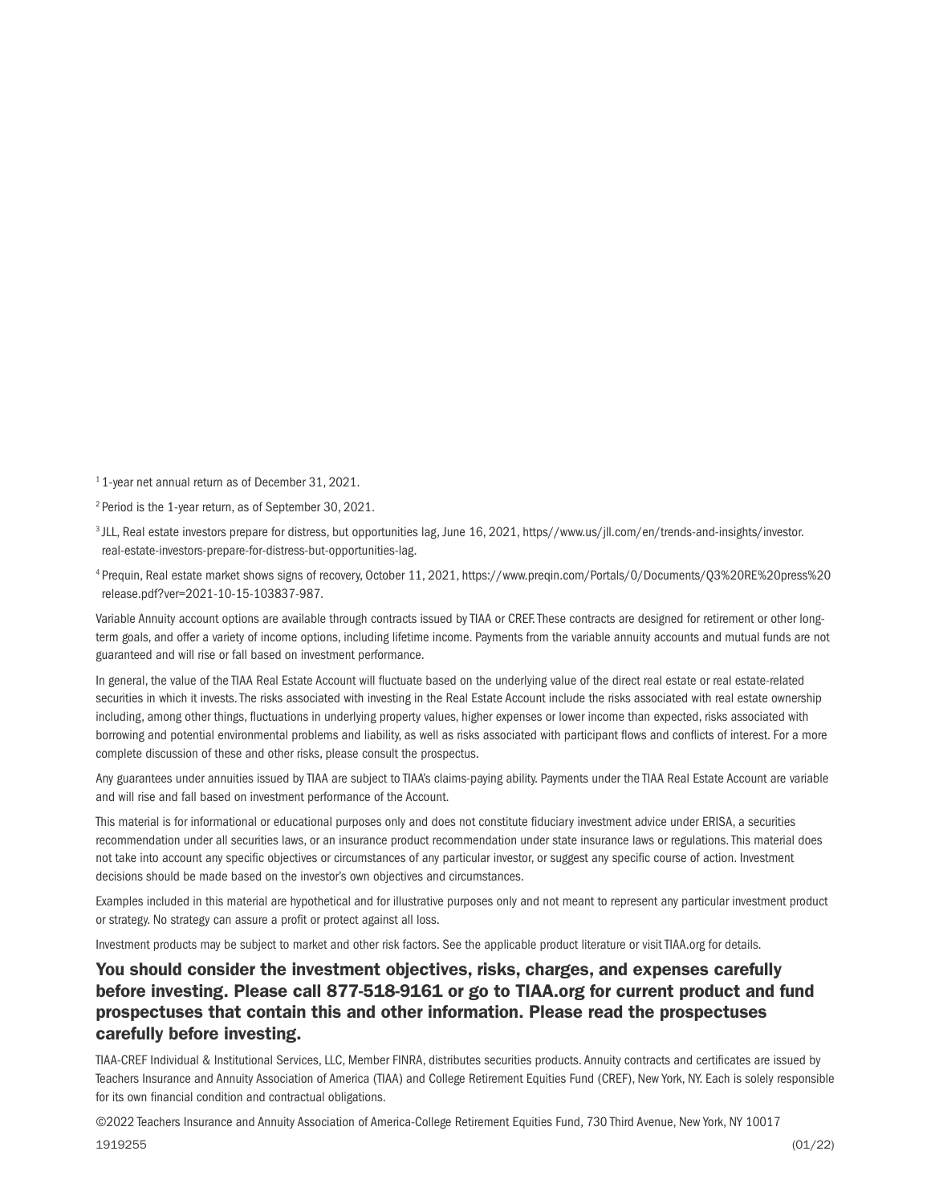[1] 1-year net annual return as of December 31, 2021.

[2] Period is the 1-year return, as of September 30, 2021.

[3] JLL, Real estate investors prepare for distress, but opportunities lag, June 16, 2021, https//www.us/jll.com/en/trends-and-insights/investor. real-estate-investors-prepare-for-distress-but-opportunities-lag.

[4] Prequin, Real estate market shows signs of recovery, October 11, 2021, https://www.preqin.com/Portals/0/Documents/Q3%20RE%20press%20 release.pdf?ver=2021-10-15-103837-987.

Variable Annuity account options are available through contracts issued by TIAA or CREF. These contracts are designed for retirement or other long-term goals, and offer a variety of income options, including lifetime income. Payments from the variable annuity accounts and mutual funds are not guaranteed and will rise or fall based on investment performance.

In general, the value of the TIAA Real Estate Account will fluctuate based on the underlying value of the direct real estate or real estate-related securities in which it invests. The risks associated with investing in the Real Estate Account include the risks associated with real estate ownership including, among other things, fluctuations in underlying property values, higher expenses or lower income than expected, risks associated with borrowing and potential environmental problems and liability, as well as risks associated with participant flows and conflicts of interest. For a more complete discussion of these and other risks, please consult the prospectus.

Any guarantees under annuities issued by TIAA are subject to TIAA's claims-paying ability. Payments under the TIAA Real Estate Account are variable and will rise and fall based on investment performance of the Account.

This material is for informational or educational purposes only and does not constitute fiduciary investment advice under ERISA, a securities recommendation under all securities laws, or an insurance product recommendation under state insurance laws or regulations. This material does not take into account any specific objectives or circumstances of any particular investor, or suggest any specific course of action. Investment decisions should be made based on the investor's own objectives and circumstances.

Examples included in this material are hypothetical and for illustrative purposes only and not meant to represent any particular investment product or strategy. No strategy can assure a profit or protect against all loss.

Investment products may be subject to market and other risk factors. See the applicable product literature or visit TIAA.org for details.

**You should consider the investment objectives, risks, charges, and expenses carefully before investing. Please call 877-518-9161 or go to TIAA.org for current product and fund prospectuses that contain this and other information. Please read the prospectuses carefully before investing.**

TIAA-CREF Individual & Institutional Services, LLC, Member FINRA, distributes securities products. Annuity contracts and certificates are issued by Teachers Insurance and Annuity Association of America (TIAA) and College Retirement Equities Fund (CREF), New York, NY. Each is solely responsible for its own financial condition and contractual obligations.

©2022 Teachers Insurance and Annuity Association of America-College Retirement Equities Fund, 730 Third Avenue, New York, NY 10017

1919255 (01/22)